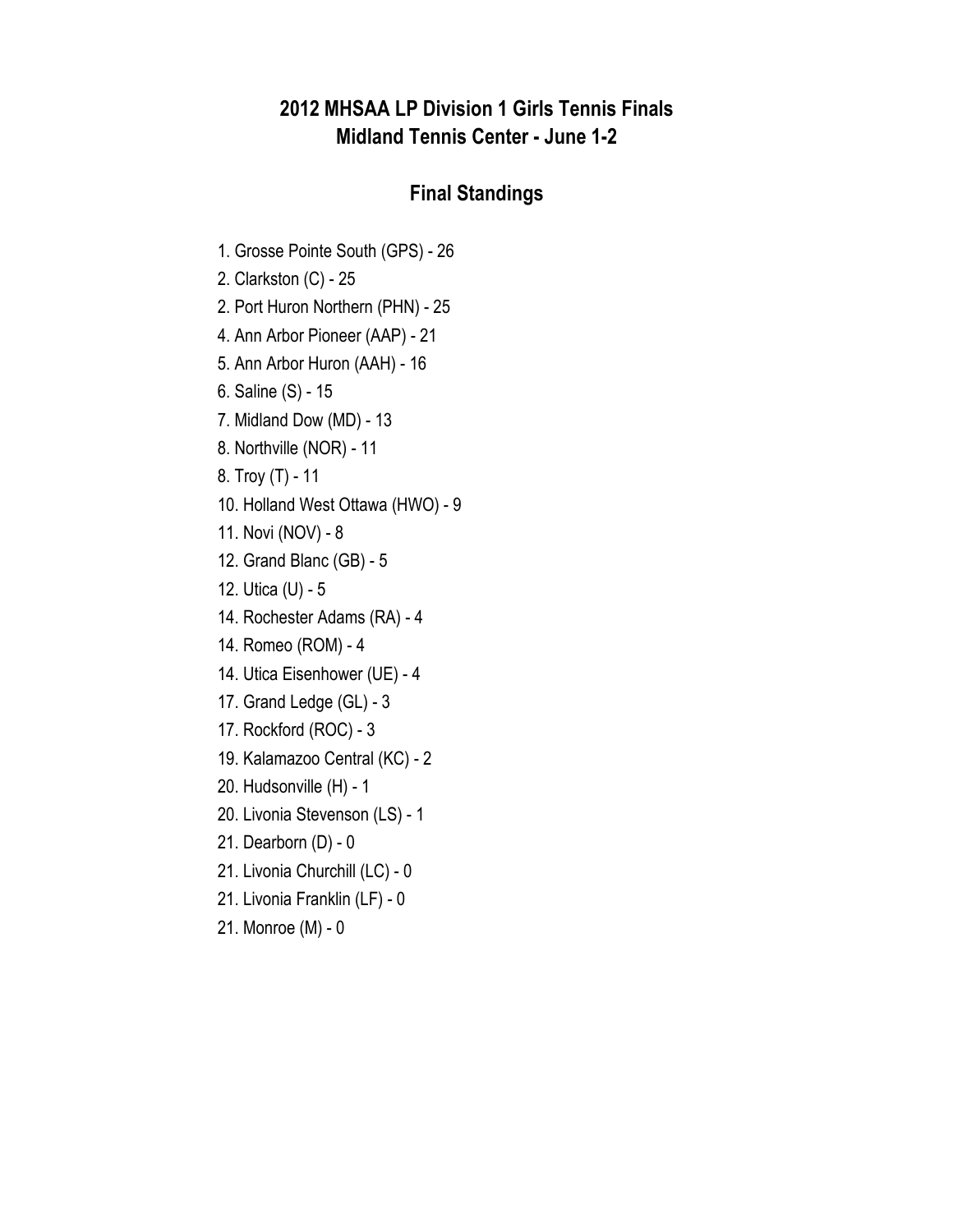# 2012 MHSAA LP Division 1 Girls Tennis Finals
## Midland Tennis Center - June 1-2

## Final Standings

1. Grosse Pointe South (GPS) - 26
2. Clarkston (C) - 25
2. Port Huron Northern (PHN) - 25
4. Ann Arbor Pioneer (AAP) - 21
5. Ann Arbor Huron (AAH) - 16
6. Saline (S) - 15
7. Midland Dow (MD) - 13
8. Northville (NOR) - 11
8. Troy (T) - 11
10. Holland West Ottawa (HWO) - 9
11. Novi (NOV) - 8
12. Grand Blanc (GB) - 5
12. Utica (U) - 5
14. Rochester Adams (RA) - 4
14. Romeo (ROM) - 4
14. Utica Eisenhower (UE) - 4
17. Grand Ledge (GL) - 3
17. Rockford (ROC) - 3
19. Kalamazoo Central (KC) - 2
20. Hudsonville (H) - 1
20. Livonia Stevenson (LS) - 1
21. Dearborn (D) - 0
21. Livonia Churchill (LC) - 0
21. Livonia Franklin (LF) - 0
21. Monroe (M) - 0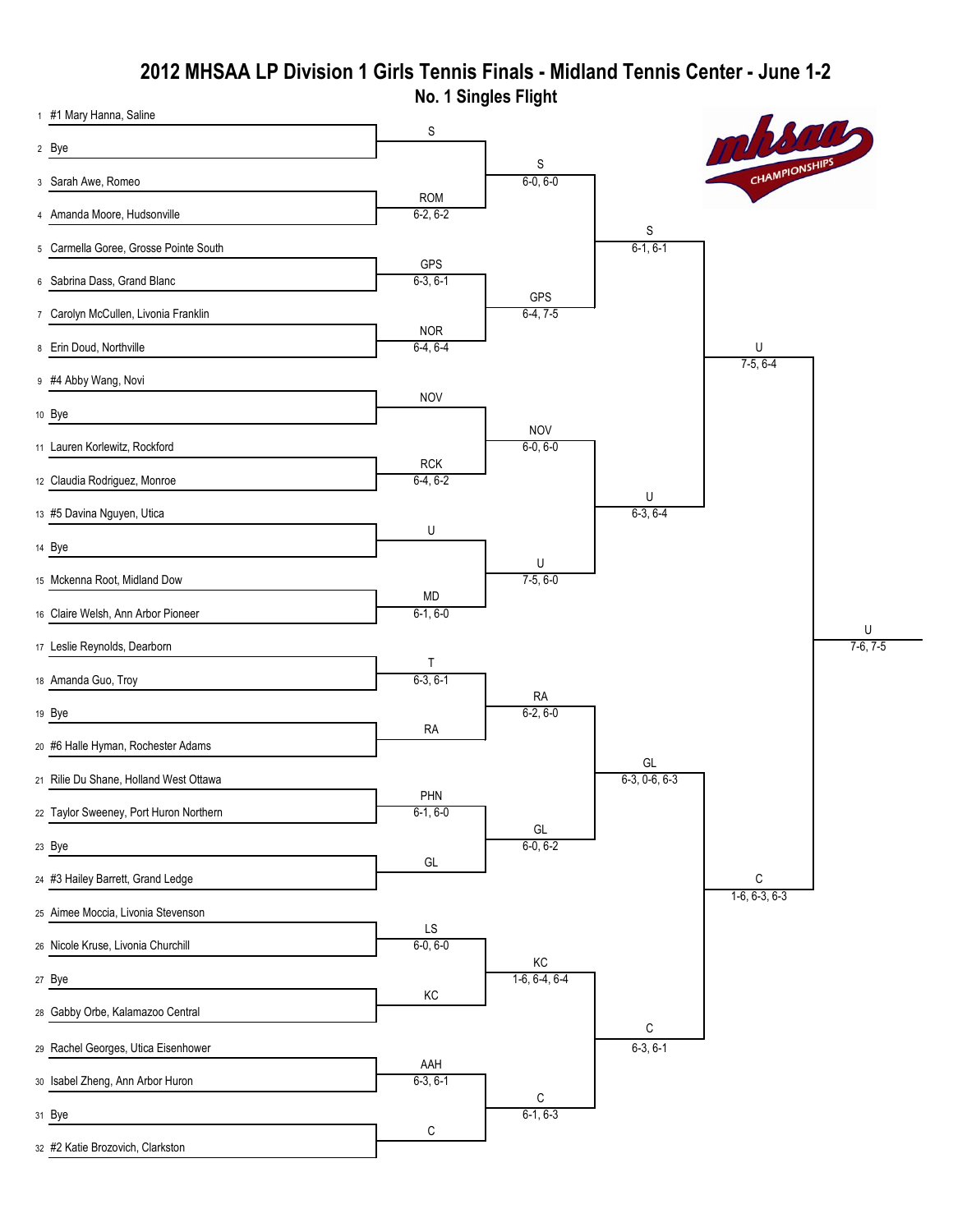# 2012 MHSAA LP Division 1 Girls Tennis Finals - Midland Tennis Center - June 1-2

## No. 1 Singles Flight

### First Round

| # | Player | # | Player | Winner | Score |
|---|---|---|---|---|---|
| 1 | #1 Mary Hanna, Saline | 2 | Bye | S | |
| 3 | Sarah Awe, Romeo | 4 | Amanda Moore, Hudsonville | ROM | 6-2, 6-2 |
| 5 | Carmella Goree, Grosse Pointe South | 6 | Sabrina Dass, Grand Blanc | GPS | 6-3, 6-1 |
| 7 | Carolyn McCullen, Livonia Franklin | 8 | Erin Doud, Northville | NOR | 6-4, 6-4 |
| 9 | #4 Abby Wang, Novi | 10 | Bye | NOV | |
| 11 | Lauren Korlewitz, Rockford | 12 | Claudia Rodriguez, Monroe | RCK | 6-4, 6-2 |
| 13 | #5 Davina Nguyen, Utica | 14 | Bye | U | |
| 15 | Mckenna Root, Midland Dow | 16 | Claire Welsh, Ann Arbor Pioneer | MD | 6-1, 6-0 |
| 17 | Leslie Reynolds, Dearborn | 18 | Amanda Guo, Troy | T | 6-3, 6-1 |
| 19 | Bye | 20 | #6 Halle Hyman, Rochester Adams | RA | |
| 21 | Rilie Du Shane, Holland West Ottawa | 22 | Taylor Sweeney, Port Huron Northern | PHN | 6-1, 6-0 |
| 23 | Bye | 24 | #3 Hailey Barrett, Grand Ledge | GL | |
| 25 | Aimee Moccia, Livonia Stevenson | 26 | Nicole Kruse, Livonia Churchill | LS | 6-0, 6-0 |
| 27 | Bye | 28 | Gabby Orbe, Kalamazoo Central | KC | |
| 29 | Rachel Georges, Utica Eisenhower | 30 | Isabel Zheng, Ann Arbor Huron | AAH | 6-3, 6-1 |
| 31 | Bye | 32 | #2 Katie Brozovich, Clarkston | C | |

### Second Round

| Match | Winner | Score |
|---|---|---|
| S vs ROM | S | 6-0, 6-0 |
| GPS vs NOR | GPS | 6-4, 7-5 |
| NOV vs RCK | NOV | 6-0, 6-0 |
| U vs MD | U | 7-5, 6-0 |
| T vs RA | RA | 6-2, 6-0 |
| PHN vs GL | GL | 6-0, 6-2 |
| LS vs KC | KC | 1-6, 6-4, 6-4 |
| AAH vs C | C | 6-1, 6-3 |

### Quarterfinals

| Match | Winner | Score |
|---|---|---|
| S vs GPS | S | 6-1, 6-1 |
| NOV vs U | U | 6-3, 6-4 |
| RA vs GL | GL | 6-3, 0-6, 6-3 |
| KC vs C | C | 6-3, 6-1 |

### Semifinals

| Match | Winner | Score |
|---|---|---|
| S vs U | U | 7-5, 6-4 |
| GL vs C | C | 1-6, 6-3, 6-3 |

### Final

| Match | Winner | Score |
|---|---|---|
| U vs C | U | 7-6, 7-5 |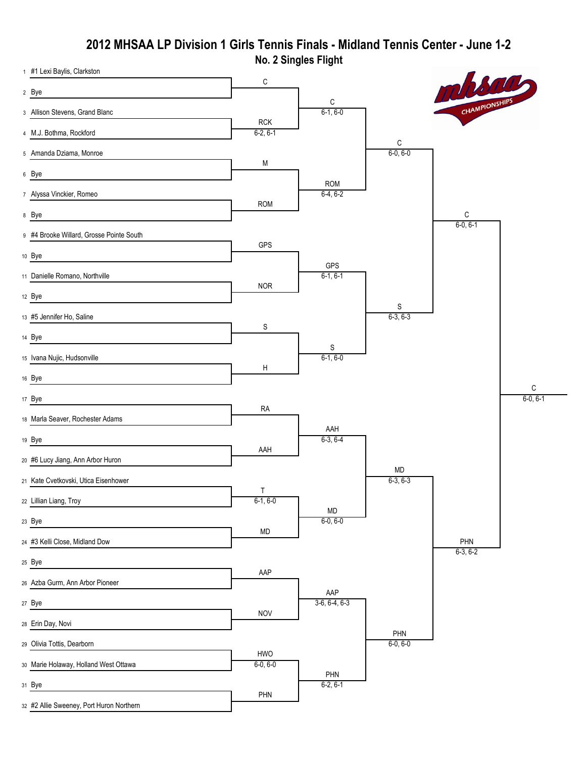# 2012 MHSAA LP Division 1 Girls Tennis Finals - Midland Tennis Center - June 1-2

## No. 2 Singles Flight

### First Round

| # | Player | Winner | Score |
|---|---|---|---|
| 1 | #1 Lexi Baylis, Clarkston | C | |
| 2 | Bye | | |
| 3 | Allison Stevens, Grand Blanc | RCK | 6-2, 6-1 |
| 4 | M.J. Bothma, Rockford | | |
| 5 | Amanda Dziama, Monroe | M | |
| 6 | Bye | | |
| 7 | Alyssa Vinckier, Romeo | ROM | |
| 8 | Bye | | |
| 9 | #4 Brooke Willard, Grosse Pointe South | GPS | |
| 10 | Bye | | |
| 11 | Danielle Romano, Northville | NOR | |
| 12 | Bye | | |
| 13 | #5 Jennifer Ho, Saline | S | |
| 14 | Bye | | |
| 15 | Ivana Nujic, Hudsonville | H | |
| 16 | Bye | | |
| 17 | Bye | RA | |
| 18 | Marla Seaver, Rochester Adams | | |
| 19 | Bye | AAH | |
| 20 | #6 Lucy Jiang, Ann Arbor Huron | | |
| 21 | Kate Cvetkovski, Utica Eisenhower | T | 6-1, 6-0 |
| 22 | Lillian Liang, Troy | | |
| 23 | Bye | MD | |
| 24 | #3 Kelli Close, Midland Dow | | |
| 25 | Bye | AAP | |
| 26 | Azba Gurm, Ann Arbor Pioneer | | |
| 27 | Bye | NOV | |
| 28 | Erin Day, Novi | | |
| 29 | Olivia Tottis, Dearborn | HWO | 6-0, 6-0 |
| 30 | Marie Holaway, Holland West Ottawa | | |
| 31 | Bye | PHN | |
| 32 | #2 Allie Sweeney, Port Huron Northern | | |

### Second Round

| Match | Winner | Score |
|---|---|---|
| C vs RCK | C | 6-1, 6-0 |
| M vs ROM | ROM | 6-4, 6-2 |
| GPS vs NOR | GPS | 6-1, 6-1 |
| S vs H | S | 6-1, 6-0 |
| RA vs AAH | AAH | 6-3, 6-4 |
| T vs MD | MD | 6-0, 6-0 |
| AAP vs NOV | AAP | 3-6, 6-4, 6-3 |
| HWO vs PHN | PHN | 6-2, 6-1 |

### Quarterfinals

| Match | Winner | Score |
|---|---|---|
| C vs ROM | C | 6-0, 6-0 |
| GPS vs S | S | 6-3, 6-3 |
| AAH vs MD | MD | 6-3, 6-3 |
| AAP vs PHN | PHN | 6-0, 6-0 |

### Semifinals

| Match | Winner | Score |
|---|---|---|
| C vs S | C | 6-0, 6-1 |
| MD vs PHN | PHN | 6-3, 6-2 |

### Final

| Match | Winner | Score |
|---|---|---|
| C vs PHN | C | 6-0, 6-1 |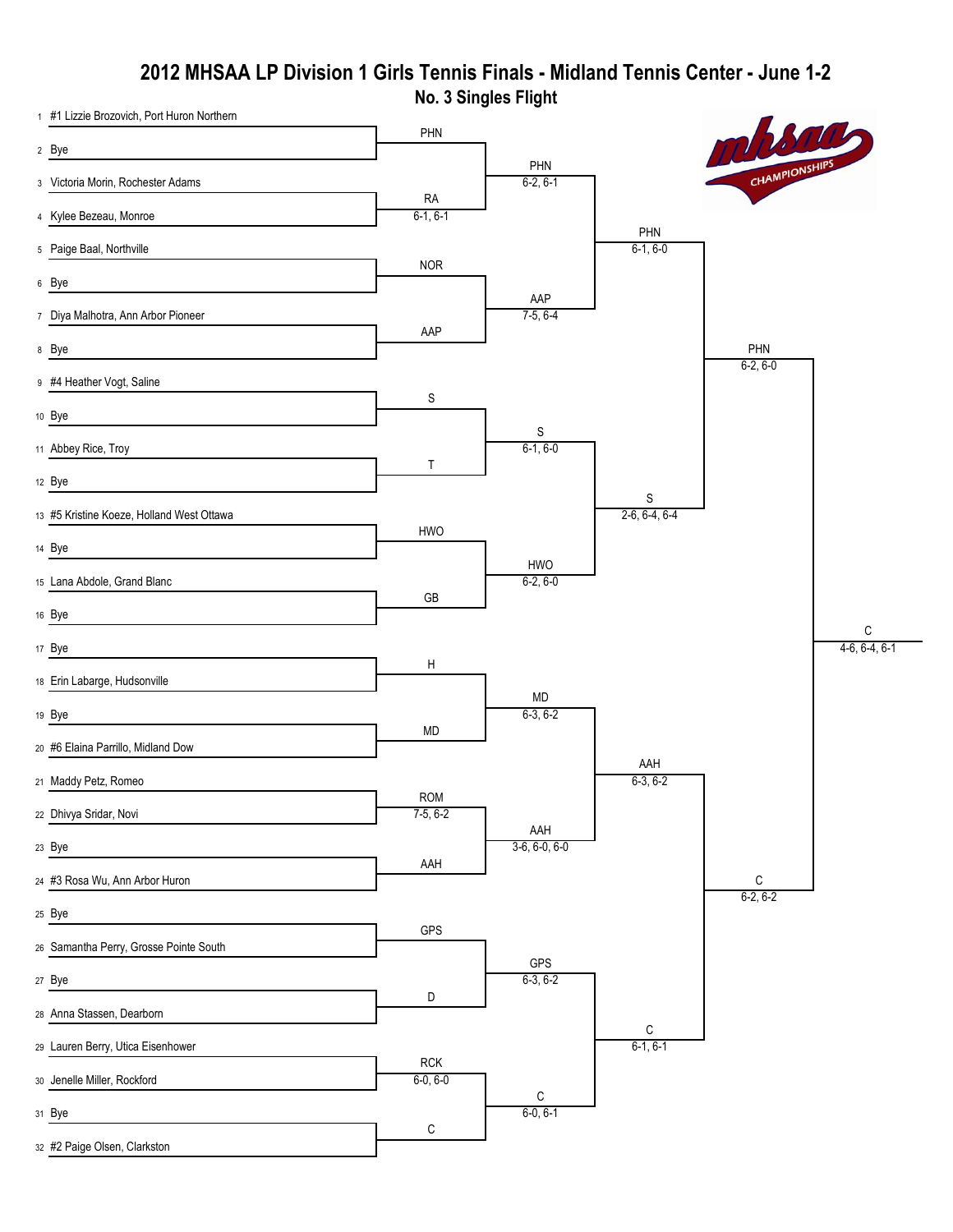# 2012 MHSAA LP Division 1 Girls Tennis Finals - Midland Tennis Center - June 1-2

## No. 3 Singles Flight

1. #1 Lizzie Brozovich, Port Huron Northern
2. Bye
3. Victoria Morin, Rochester Adams
4. Kylee Bezeau, Monroe
5. Paige Baal, Northville
6. Bye
7. Diya Malhotra, Ann Arbor Pioneer
8. Bye
9. #4 Heather Vogt, Saline
10. Bye
11. Abbey Rice, Troy
12. Bye
13. #5 Kristine Koeze, Holland West Ottawa
14. Bye
15. Lana Abdole, Grand Blanc
16. Bye
17. Bye
18. Erin Labarge, Hudsonville
19. Bye
20. #6 Elaina Parrillo, Midland Dow
21. Maddy Petz, Romeo
22. Dhivya Sridar, Novi
23. Bye
24. #3 Rosa Wu, Ann Arbor Huron
25. Bye
26. Samantha Perry, Grosse Pointe South
27. Bye
28. Anna Stassen, Dearborn
29. Lauren Berry, Utica Eisenhower
30. Jenelle Miller, Rockford
31. Bye
32. #2 Paige Olsen, Clarkston

### First Round

| Match | Winner | Score |
|---|---|---|
| 1 vs 2 | PHN | |
| 3 vs 4 | RA | 6-1, 6-1 |
| 5 vs 6 | NOR | |
| 7 vs 8 | AAP | |
| 9 vs 10 | S | |
| 11 vs 12 | T | |
| 13 vs 14 | HWO | |
| 15 vs 16 | GB | |
| 17 vs 18 | H | |
| 19 vs 20 | MD | |
| 21 vs 22 | ROM | 7-5, 6-2 |
| 23 vs 24 | AAH | |
| 25 vs 26 | GPS | |
| 27 vs 28 | D | |
| 29 vs 30 | RCK | 6-0, 6-0 |
| 31 vs 32 | C | |

### Second Round

| Match | Winner | Score |
|---|---|---|
| PHN vs RA | PHN | 6-2, 6-1 |
| NOR vs AAP | AAP | 7-5, 6-4 |
| S vs T | S | 6-1, 6-0 |
| HWO vs GB | HWO | 6-2, 6-0 |
| H vs MD | MD | 6-3, 6-2 |
| ROM vs AAH | AAH | 3-6, 6-0, 6-0 |
| GPS vs D | GPS | 6-3, 6-2 |
| RCK vs C | C | 6-0, 6-1 |

### Quarterfinals

| Match | Winner | Score |
|---|---|---|
| PHN vs AAP | PHN | 6-1, 6-0 |
| S vs HWO | S | 2-6, 6-4, 6-4 |
| MD vs AAH | AAH | 6-3, 6-2 |
| GPS vs C | C | 6-1, 6-1 |

### Semifinals

| Match | Winner | Score |
|---|---|---|
| PHN vs S | PHN | 6-2, 6-0 |
| AAH vs C | C | 6-2, 6-2 |

### Final

| Match | Winner | Score |
|---|---|---|
| PHN vs C | C | 4-6, 6-4, 6-1 |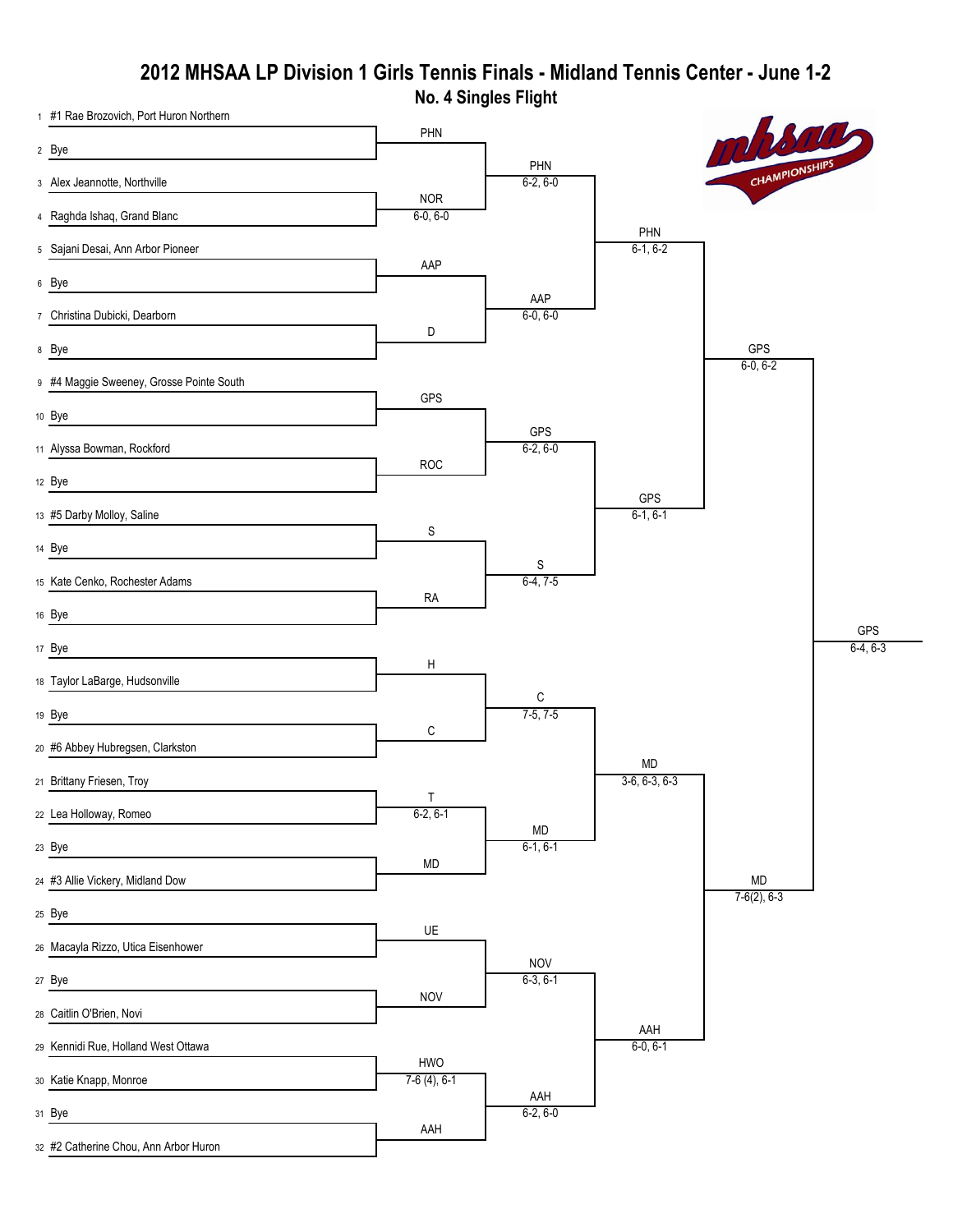# 2012 MHSAA LP Division 1 Girls Tennis Finals - Midland Tennis Center - June 1-2

## No. 4 Singles Flight

| # | Player | Round 1 | Round 2 | Quarterfinals | Semifinals | Final |
|---|---|---|---|---|---|---|
| 1 | #1 Rae Brozovich, Port Huron Northern | PHN | PHN 6-2, 6-0 | PHN 6-1, 6-2 | GPS 6-0, 6-2 | GPS 6-4, 6-3 |
| 2 | Bye | | | | | |
| 3 | Alex Jeannotte, Northville | NOR 6-0, 6-0 | | | | |
| 4 | Raghda Ishaq, Grand Blanc | | | | | |
| 5 | Sajani Desai, Ann Arbor Pioneer | AAP | AAP 6-0, 6-0 | | | |
| 6 | Bye | | | | | |
| 7 | Christina Dubicki, Dearborn | D | | | | |
| 8 | Bye | | | | | |
| 9 | #4 Maggie Sweeney, Grosse Pointe South | GPS | GPS 6-2, 6-0 | GPS 6-1, 6-1 | | |
| 10 | Bye | | | | | |
| 11 | Alyssa Bowman, Rockford | ROC | | | | |
| 12 | Bye | | | | | |
| 13 | #5 Darby Molloy, Saline | S | S 6-4, 7-5 | | | |
| 14 | Bye | | | | | |
| 15 | Kate Cenko, Rochester Adams | RA | | | | |
| 16 | Bye | | | | | |
| 17 | Bye | H | C 7-5, 7-5 | MD 3-6, 6-3, 6-3 | MD 7-6(2), 6-3 | |
| 18 | Taylor LaBarge, Hudsonville | | | | | |
| 19 | Bye | C | | | | |
| 20 | #6 Abbey Hubregsen, Clarkston | | | | | |
| 21 | Brittany Friesen, Troy | T 6-2, 6-1 | MD 6-1, 6-1 | | | |
| 22 | Lea Holloway, Romeo | | | | | |
| 23 | Bye | MD | | | | |
| 24 | #3 Allie Vickery, Midland Dow | | | | | |
| 25 | Bye | UE | NOV 6-3, 6-1 | AAH 6-0, 6-1 | | |
| 26 | Macayla Rizzo, Utica Eisenhower | | | | | |
| 27 | Bye | NOV | | | | |
| 28 | Caitlin O'Brien, Novi | | | | | |
| 29 | Kennidi Rue, Holland West Ottawa | HWO 7-6 (4), 6-1 | AAH 6-2, 6-0 | | | |
| 30 | Katie Knapp, Monroe | | | | | |
| 31 | Bye | AAH | | | | |
| 32 | #2 Catherine Chou, Ann Arbor Huron | | | | | |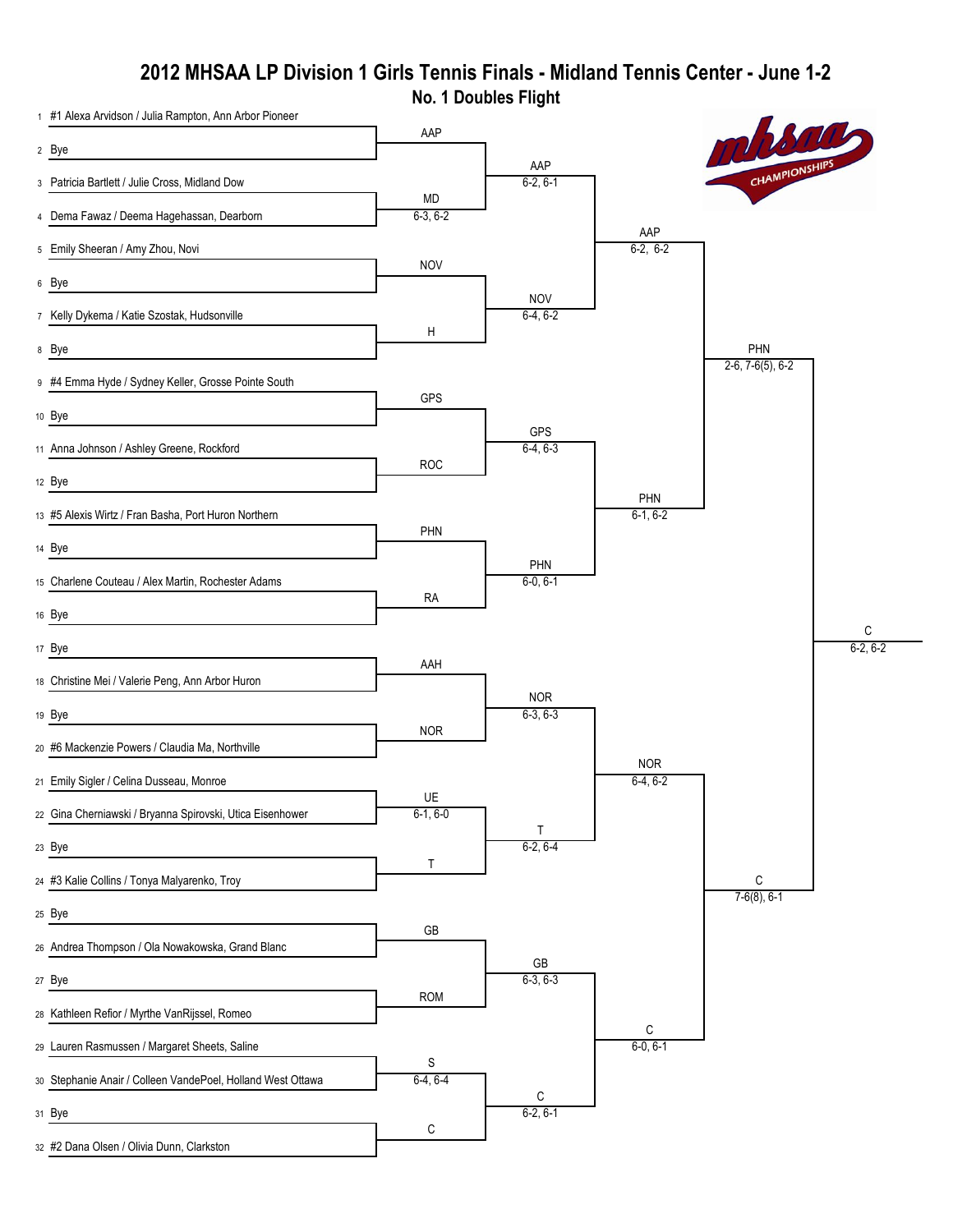# 2012 MHSAA LP Division 1 Girls Tennis Finals - Midland Tennis Center - June 1-2

## No. 1 Doubles Flight

### First Round

| # | Player | Winner | Score |
|---|---|---|---|
| 1 | #1 Alexa Arvidson / Julia Rampton, Ann Arbor Pioneer | AAP | |
| 2 | Bye | | |
| 3 | Patricia Bartlett / Julie Cross, Midland Dow | MD | 6-3, 6-2 |
| 4 | Dema Fawaz / Deema Hagehassan, Dearborn | | |
| 5 | Emily Sheeran / Amy Zhou, Novi | NOV | |
| 6 | Bye | | |
| 7 | Kelly Dykema / Katie Szostak, Hudsonville | H | |
| 8 | Bye | | |
| 9 | #4 Emma Hyde / Sydney Keller, Grosse Pointe South | GPS | |
| 10 | Bye | | |
| 11 | Anna Johnson / Ashley Greene, Rockford | ROC | |
| 12 | Bye | | |
| 13 | #5 Alexis Wirtz / Fran Basha, Port Huron Northern | PHN | |
| 14 | Bye | | |
| 15 | Charlene Couteau / Alex Martin, Rochester Adams | RA | |
| 16 | Bye | | |
| 17 | Bye | AAH | |
| 18 | Christine Mei / Valerie Peng, Ann Arbor Huron | | |
| 19 | Bye | NOR | |
| 20 | #6 Mackenzie Powers / Claudia Ma, Northville | | |
| 21 | Emily Sigler / Celina Dusseau, Monroe | UE | 6-1, 6-0 |
| 22 | Gina Cherniawski / Bryanna Spirovski, Utica Eisenhower | | |
| 23 | Bye | T | |
| 24 | #3 Kalie Collins / Tonya Malyarenko, Troy | | |
| 25 | Bye | GB | |
| 26 | Andrea Thompson / Ola Nowakowska, Grand Blanc | | |
| 27 | Bye | ROM | |
| 28 | Kathleen Refior / Myrthe VanRijssel, Romeo | | |
| 29 | Lauren Rasmussen / Margaret Sheets, Saline | S | 6-4, 6-4 |
| 30 | Stephanie Anair / Colleen VandePoel, Holland West Ottawa | | |
| 31 | Bye | C | |
| 32 | #2 Dana Olsen / Olivia Dunn, Clarkston | | |

### Second Round

| Match | Winner | Score |
|---|---|---|
| AAP vs MD | AAP | 6-2, 6-1 |
| NOV vs H | NOV | 6-4, 6-2 |
| GPS vs ROC | GPS | 6-4, 6-3 |
| PHN vs RA | PHN | 6-0, 6-1 |
| AAH vs NOR | NOR | 6-3, 6-3 |
| UE vs T | T | 6-2, 6-4 |
| GB vs ROM | GB | 6-3, 6-3 |
| S vs C | C | 6-2, 6-1 |

### Quarterfinals

| Match | Winner | Score |
|---|---|---|
| AAP vs NOV | AAP | 6-2, 6-2 |
| GPS vs PHN | PHN | 6-1, 6-2 |
| NOR vs T | NOR | 6-4, 6-2 |
| GB vs C | C | 6-0, 6-1 |

### Semifinals

| Match | Winner | Score |
|---|---|---|
| AAP vs PHN | PHN | 2-6, 7-6(5), 6-2 |
| NOR vs C | C | 7-6(8), 6-1 |

### Final

| Match | Winner | Score |
|---|---|---|
| PHN vs C | C | 6-2, 6-2 |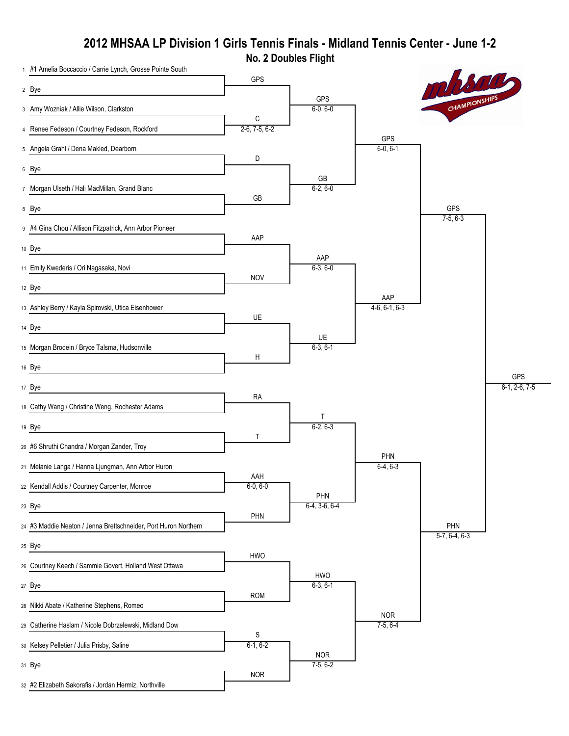# 2012 MHSAA LP Division 1 Girls Tennis Finals - Midland Tennis Center - June 1-2

## No. 2 Doubles Flight

| # | Player | Round 1 | Round 2 | Quarterfinals | Semifinals | Final |
|---|---|---|---|---|---|---|
| 1 | #1 Amelia Boccaccio / Carrie Lynch, Grosse Pointe South | GPS | GPS 6-0, 6-0 | GPS 6-0, 6-1 | GPS 7-5, 6-3 | GPS 6-1, 2-6, 7-5 |
| 2 | Bye | | | | | |
| 3 | Amy Wozniak / Allie Wilson, Clarkston | C 2-6, 7-5, 6-2 | | | | |
| 4 | Renee Fedeson / Courtney Fedeson, Rockford | | | | | |
| 5 | Angela Grahl / Dena Makled, Dearborn | D | GB 6-2, 6-0 | | | |
| 6 | Bye | | | | | |
| 7 | Morgan Ulseth / Hali MacMillan, Grand Blanc | GB | | | | |
| 8 | Bye | | | | | |
| 9 | #4 Gina Chou / Allison Fitzpatrick, Ann Arbor Pioneer | AAP | AAP 6-3, 6-0 | AAP 4-6, 6-1, 6-3 | | |
| 10 | Bye | | | | | |
| 11 | Emily Kwederis / Ori Nagasaka, Novi | NOV | | | | |
| 12 | Bye | | | | | |
| 13 | Ashley Berry / Kayla Spirovski, Utica Eisenhower | UE | UE 6-3, 6-1 | | | |
| 14 | Bye | | | | | |
| 15 | Morgan Brodein / Bryce Talsma, Hudsonville | H | | | | |
| 16 | Bye | | | | | |
| 17 | Bye | RA | T 6-2, 6-3 | PHN 6-4, 6-3 | PHN 5-7, 6-4, 6-3 | |
| 18 | Cathy Wang / Christine Weng, Rochester Adams | | | | | |
| 19 | Bye | T | | | | |
| 20 | #6 Shruthi Chandra / Morgan Zander, Troy | | | | | |
| 21 | Melanie Langa / Hanna Ljungman, Ann Arbor Huron | AAH 6-0, 6-0 | PHN 6-4, 3-6, 6-4 | | | |
| 22 | Kendall Addis / Courtney Carpenter, Monroe | | | | | |
| 23 | Bye | PHN | | | | |
| 24 | #3 Maddie Neaton / Jenna Brettschneider, Port Huron Northern | | | | | |
| 25 | Bye | HWO | HWO 6-3, 6-1 | NOR 7-5, 6-4 | | |
| 26 | Courtney Keech / Sammie Govert, Holland West Ottawa | | | | | |
| 27 | Bye | ROM | | | | |
| 28 | Nikki Abate / Katherine Stephens, Romeo | | | | | |
| 29 | Catherine Haslam / Nicole Dobrzelewski, Midland Dow | S 6-1, 6-2 | NOR 7-5, 6-2 | | | |
| 30 | Kelsey Pelletier / Julia Prisby, Saline | | | | | |
| 31 | Bye | NOR | | | | |
| 32 | #2 Elizabeth Sakorafis / Jordan Hermiz, Northville | | | | | |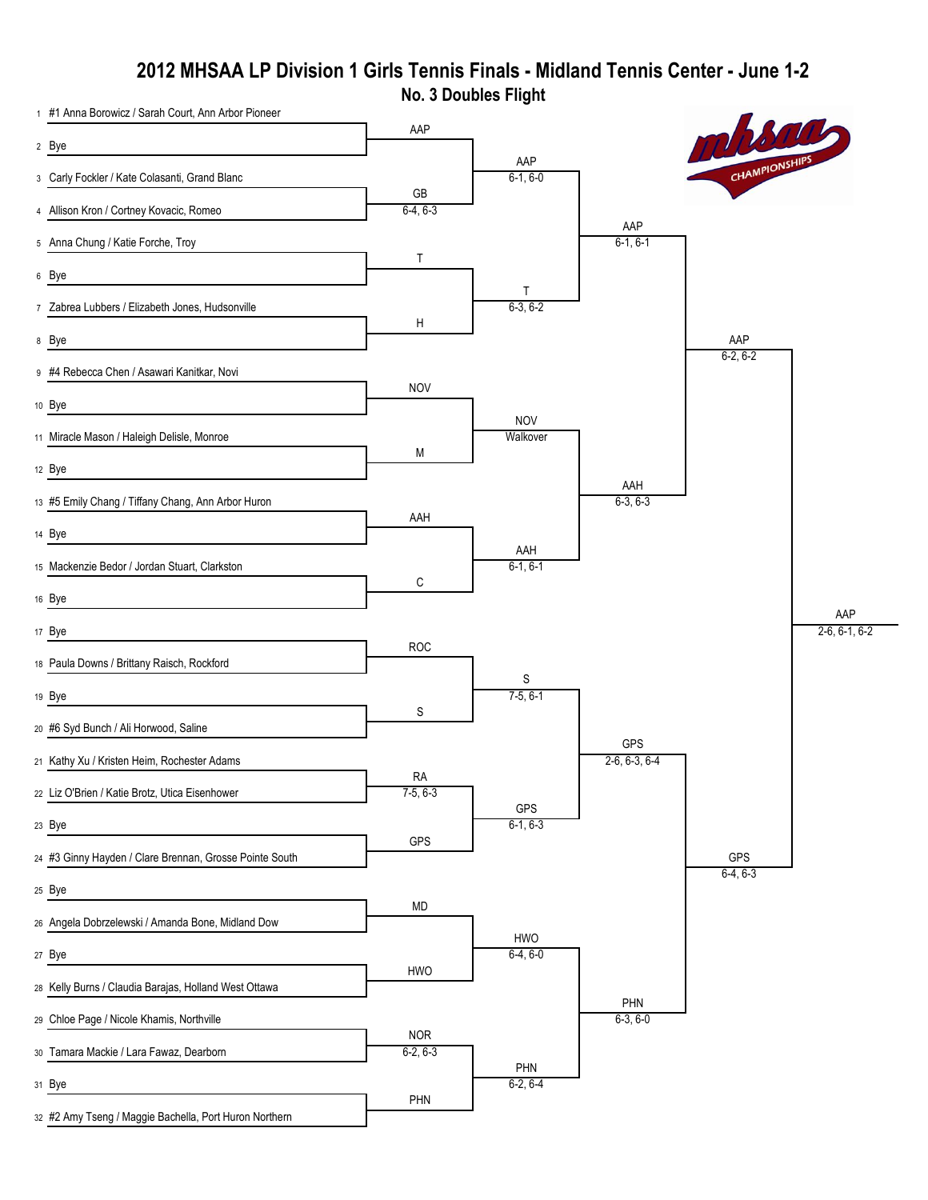# 2012 MHSAA LP Division 1 Girls Tennis Finals - Midland Tennis Center - June 1-2

## No. 3 Doubles Flight

### First Round

| Line | Player | Winner | Score |
|---|---|---|---|
| 1 | #1 Anna Borowicz / Sarah Court, Ann Arbor Pioneer | AAP | |
| 2 | Bye | | |
| 3 | Carly Fockler / Kate Colasanti, Grand Blanc | GB | 6-4, 6-3 |
| 4 | Allison Kron / Cortney Kovacic, Romeo | | |
| 5 | Anna Chung / Katie Forche, Troy | T | |
| 6 | Bye | | |
| 7 | Zabrea Lubbers / Elizabeth Jones, Hudsonville | H | |
| 8 | Bye | | |
| 9 | #4 Rebecca Chen / Asawari Kanitkar, Novi | NOV | |
| 10 | Bye | | |
| 11 | Miracle Mason / Haleigh Delisle, Monroe | M | |
| 12 | Bye | | |
| 13 | #5 Emily Chang / Tiffany Chang, Ann Arbor Huron | AAH | |
| 14 | Bye | | |
| 15 | Mackenzie Bedor / Jordan Stuart, Clarkston | C | |
| 16 | Bye | | |
| 17 | Bye | ROC | |
| 18 | Paula Downs / Brittany Raisch, Rockford | | |
| 19 | Bye | S | |
| 20 | #6 Syd Bunch / Ali Horwood, Saline | | |
| 21 | Kathy Xu / Kristen Heim, Rochester Adams | RA | 7-5, 6-3 |
| 22 | Liz O'Brien / Katie Brotz, Utica Eisenhower | | |
| 23 | Bye | GPS | |
| 24 | #3 Ginny Hayden / Clare Brennan, Grosse Pointe South | | |
| 25 | Bye | MD | |
| 26 | Angela Dobrzelewski / Amanda Bone, Midland Dow | | |
| 27 | Bye | HWO | |
| 28 | Kelly Burns / Claudia Barajas, Holland West Ottawa | | |
| 29 | Chloe Page / Nicole Khamis, Northville | NOR | 6-2, 6-3 |
| 30 | Tamara Mackie / Lara Fawaz, Dearborn | | |
| 31 | Bye | PHN | |
| 32 | #2 Amy Tseng / Maggie Bachella, Port Huron Northern | | |

### Second Round

| Match | Winner | Score |
|---|---|---|
| AAP vs GB | AAP | 6-1, 6-0 |
| T vs H | T | 6-3, 6-2 |
| NOV vs M | NOV | Walkover |
| AAH vs C | AAH | 6-1, 6-1 |
| ROC vs S | S | 7-5, 6-1 |
| RA vs GPS | GPS | 6-1, 6-3 |
| MD vs HWO | HWO | 6-4, 6-0 |
| NOR vs PHN | PHN | 6-2, 6-4 |

### Quarterfinals

| Match | Winner | Score |
|---|---|---|
| AAP vs T | AAP | 6-1, 6-1 |
| NOV vs AAH | AAH | 6-3, 6-3 |
| S vs GPS | GPS | 2-6, 6-3, 6-4 |
| HWO vs PHN | PHN | 6-3, 6-0 |

### Semifinals

| Match | Winner | Score |
|---|---|---|
| AAP vs AAH | AAP | 6-2, 6-2 |
| GPS vs PHN | GPS | 6-4, 6-3 |

### Final

| Match | Winner | Score |
|---|---|---|
| AAP vs GPS | AAP | 2-6, 6-1, 6-2 |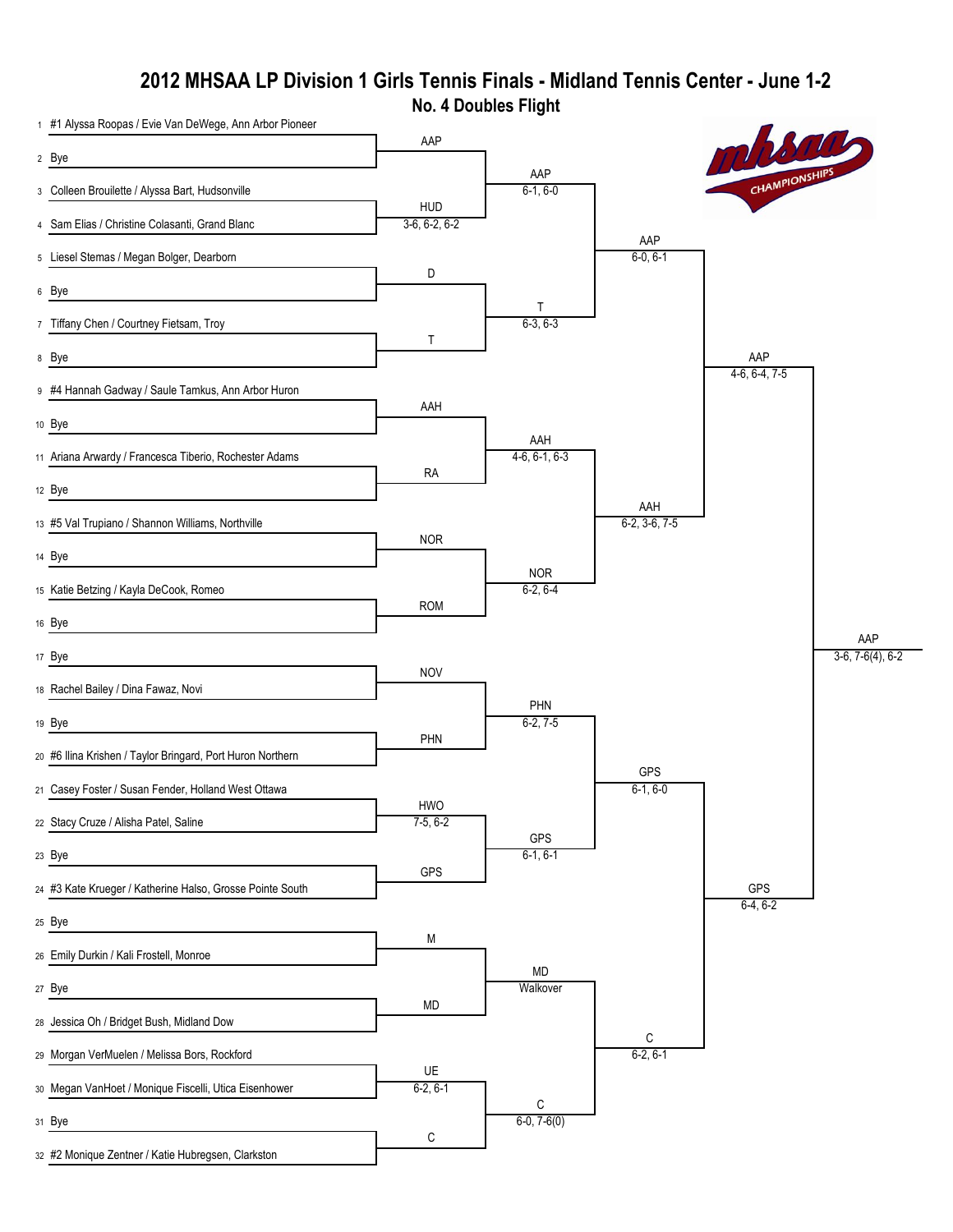# 2012 MHSAA LP Division 1 Girls Tennis Finals - Midland Tennis Center - June 1-2

## No. 4 Doubles Flight

1 #1 Alyssa Roopas / Evie Van DeWege, Ann Arbor Pioneer
2 Bye
3 Colleen Brouilette / Alyssa Bart, Hudsonville
4 Sam Elias / Christine Colasanti, Grand Blanc
5 Liesel Stemas / Megan Bolger, Dearborn
6 Bye
7 Tiffany Chen / Courtney Fietsam, Troy
8 Bye
9 #4 Hannah Gadway / Saule Tamkus, Ann Arbor Huron
10 Bye
11 Ariana Arwardy / Francesca Tiberio, Rochester Adams
12 Bye
13 #5 Val Trupiano / Shannon Williams, Northville
14 Bye
15 Katie Betzing / Kayla DeCook, Romeo
16 Bye
17 Bye
18 Rachel Bailey / Dina Fawaz, Novi
19 Bye
20 #6 Ilina Krishen / Taylor Bringard, Port Huron Northern
21 Casey Foster / Susan Fender, Holland West Ottawa
22 Stacy Cruze / Alisha Patel, Saline
23 Bye
24 #3 Kate Krueger / Katherine Halso, Grosse Pointe South
25 Bye
26 Emily Durkin / Kali Frostell, Monroe
27 Bye
28 Jessica Oh / Bridget Bush, Midland Dow
29 Morgan VerMuelen / Melissa Bors, Rockford
30 Megan VanHoet / Monique Fiscelli, Utica Eisenhower
31 Bye
32 #2 Monique Zentner / Katie Hubregsen, Clarkston

**Round 1:**
AAP
HUD 3-6, 6-2, 6-2
D
T
AAH
RA
NOR
ROM
NOV
PHN
HWO 7-5, 6-2
GPS
M
MD
UE 6-2, 6-1
C

**Round 2:**
AAP 6-1, 6-0
T 6-3, 6-3
AAH 4-6, 6-1, 6-3
NOR 6-2, 6-4
PHN 6-2, 7-5
GPS 6-1, 6-1
MD Walkover
C 6-0, 7-6(0)

**Quarterfinals:**
AAP 6-0, 6-1
AAH 6-2, 3-6, 7-5
GPS 6-1, 6-0
C 6-2, 6-1

**Semifinals:**
AAP 4-6, 6-4, 7-5
GPS 6-4, 6-2

**Final:**
AAP 3-6, 7-6(4), 6-2